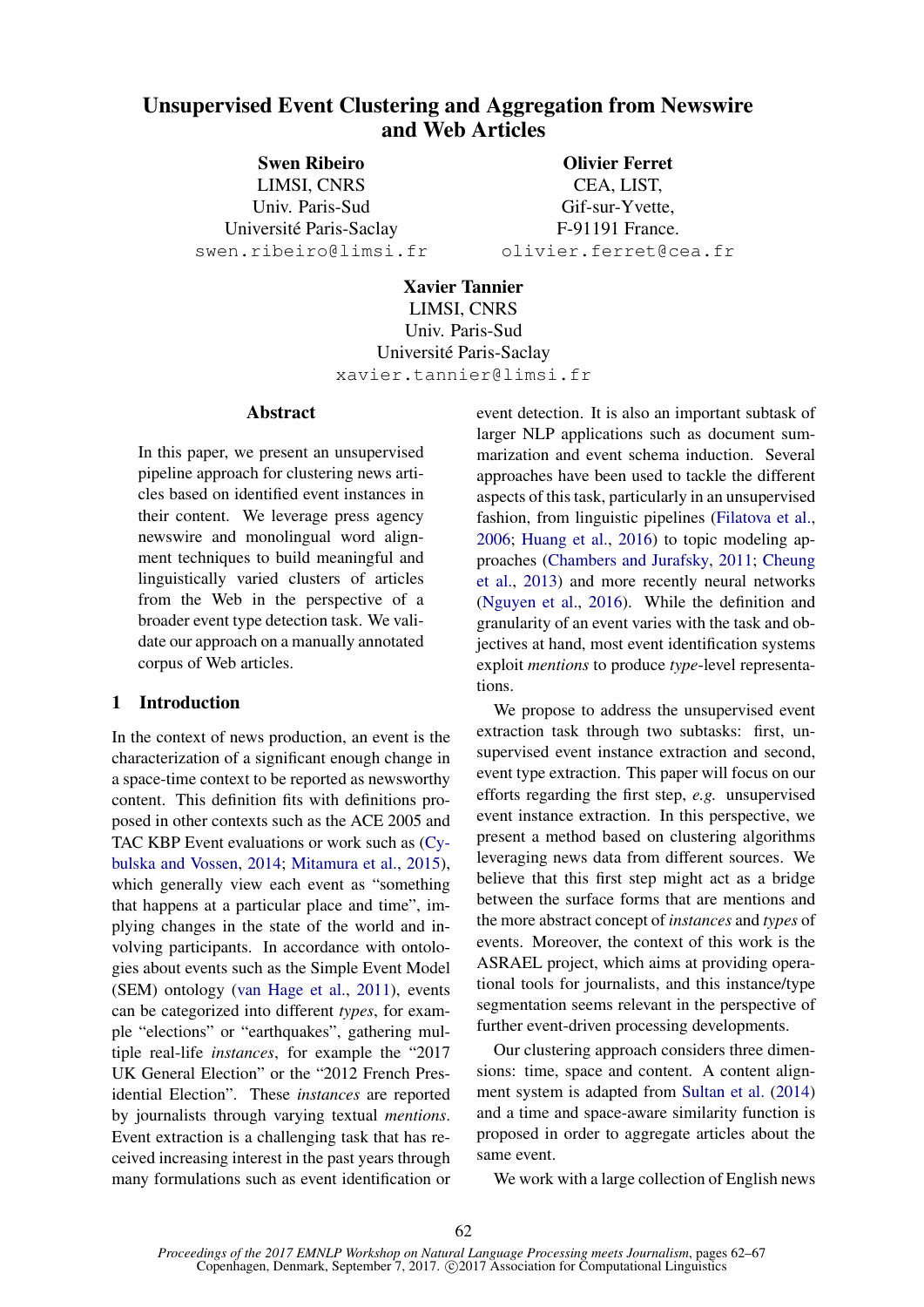# Unsupervised Event Clustering and Aggregation from Newswire and Web Articles

**Swen Ribeiro**
LIMSI, CNRS
Univ. Paris-Sud
Université Paris-Saclay
swen.ribeiro@limsi.fr

**Olivier Ferret**
CEA, LIST,
Gif-sur-Yvette,
F-91191 France.
olivier.ferret@cea.fr

**Xavier Tannier**
LIMSI, CNRS
Univ. Paris-Sud
Université Paris-Saclay
xavier.tannier@limsi.fr

## Abstract

In this paper, we present an unsupervised pipeline approach for clustering news articles based on identified event instances in their content. We leverage press agency newswire and monolingual word alignment techniques to build meaningful and linguistically varied clusters of articles from the Web in the perspective of a broader event type detection task. We validate our approach on a manually annotated corpus of Web articles.

## 1 Introduction

In the context of news production, an event is the characterization of a significant enough change in a space-time context to be reported as newsworthy content. This definition fits with definitions proposed in other contexts such as the ACE 2005 and TAC KBP Event evaluations or work such as (Cybulska and Vossen, 2014; Mitamura et al., 2015), which generally view each event as "something that happens at a particular place and time", implying changes in the state of the world and involving participants. In accordance with ontologies about events such as the Simple Event Model (SEM) ontology (van Hage et al., 2011), events can be categorized into different *types*, for example "elections" or "earthquakes", gathering multiple real-life *instances*, for example the "2017 UK General Election" or the "2012 French Presidential Election". These *instances* are reported by journalists through varying textual *mentions*. Event extraction is a challenging task that has received increasing interest in the past years through many formulations such as event identification or event detection. It is also an important subtask of larger NLP applications such as document summarization and event schema induction. Several approaches have been used to tackle the different aspects of this task, particularly in an unsupervised fashion, from linguistic pipelines (Filatova et al., 2006; Huang et al., 2016) to topic modeling approaches (Chambers and Jurafsky, 2011; Cheung et al., 2013) and more recently neural networks (Nguyen et al., 2016). While the definition and granularity of an event varies with the task and objectives at hand, most event identification systems exploit *mentions* to produce *type*-level representations.

We propose to address the unsupervised event extraction task through two subtasks: first, unsupervised event instance extraction and second, event type extraction. This paper will focus on our efforts regarding the first step, *e.g.* unsupervised event instance extraction. In this perspective, we present a method based on clustering algorithms leveraging news data from different sources. We believe that this first step might act as a bridge between the surface forms that are mentions and the more abstract concept of *instances* and *types* of events. Moreover, the context of this work is the ASRAEL project, which aims at providing operational tools for journalists, and this instance/type segmentation seems relevant in the perspective of further event-driven processing developments.

Our clustering approach considers three dimensions: time, space and content. A content alignment system is adapted from Sultan et al. (2014) and a time and space-aware similarity function is proposed in order to aggregate articles about the same event.

We work with a large collection of English news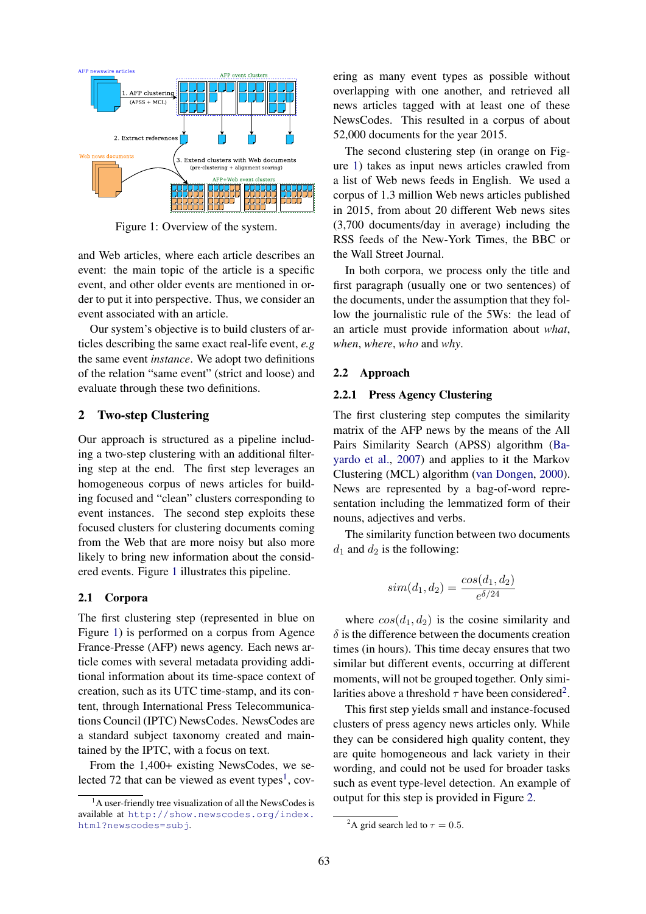Figure 1: Overview of the system.

and Web articles, where each article describes an event: the main topic of the article is a specific event, and other older events are mentioned in order to put it into perspective. Thus, we consider an event associated with an article.

Our system's objective is to build clusters of articles describing the same exact real-life event, *e.g* the same event *instance*. We adopt two definitions of the relation "same event" (strict and loose) and evaluate through these two definitions.

## 2 Two-step Clustering

Our approach is structured as a pipeline including a two-step clustering with an additional filtering step at the end. The first step leverages an homogeneous corpus of news articles for building focused and "clean" clusters corresponding to event instances. The second step exploits these focused clusters for clustering documents coming from the Web that are more noisy but also more likely to bring new information about the considered events. Figure 1 illustrates this pipeline.

### 2.1 Corpora

The first clustering step (represented in blue on Figure 1) is performed on a corpus from Agence France-Presse (AFP) news agency. Each news article comes with several metadata providing additional information about its time-space context of creation, such as its UTC time-stamp, and its content, through International Press Telecommunications Council (IPTC) NewsCodes. NewsCodes are a standard subject taxonomy created and maintained by the IPTC, with a focus on text.

From the 1,400+ existing NewsCodes, we selected 72 that can be viewed as event types[1], covering as many event types as possible without overlapping with one another, and retrieved all news articles tagged with at least one of these NewsCodes. This resulted in a corpus of about 52,000 documents for the year 2015.

The second clustering step (in orange on Figure 1) takes as input news articles crawled from a list of Web news feeds in English. We used a corpus of 1.3 million Web news articles published in 2015, from about 20 different Web news sites (3,700 documents/day in average) including the RSS feeds of the New-York Times, the BBC or the Wall Street Journal.

In both corpora, we process only the title and first paragraph (usually one or two sentences) of the documents, under the assumption that they follow the journalistic rule of the 5Ws: the lead of an article must provide information about *what*, *when*, *where*, *who* and *why*.

### 2.2 Approach

#### 2.2.1 Press Agency Clustering

The first clustering step computes the similarity matrix of the AFP news by the means of the All Pairs Similarity Search (APSS) algorithm (Bayardo et al., 2007) and applies to it the Markov Clustering (MCL) algorithm (van Dongen, 2000). News are represented by a bag-of-word representation including the lemmatized form of their nouns, adjectives and verbs.

The similarity function between two documents $d_1$ and $d_2$ is the following:

$$sim(d_1, d_2) = \frac{cos(d_1, d_2)}{e^{\delta/24}}$$

where $cos(d_1, d_2)$ is the cosine similarity and $\delta$ is the difference between the documents creation times (in hours). This time decay ensures that two similar but different events, occurring at different moments, will not be grouped together. Only similarities above a threshold $\tau$ have been considered[2].

This first step yields small and instance-focused clusters of press agency news articles only. While they can be considered high quality content, they are quite homogeneous and lack variety in their wording, and could not be used for broader tasks such as event type-level detection. An example of output for this step is provided in Figure 2.

[1] A user-friendly tree visualization of all the NewsCodes is available at http://show.newscodes.org/index.html?newscodes=subj.

[2] A grid search led to $\tau = 0.5$.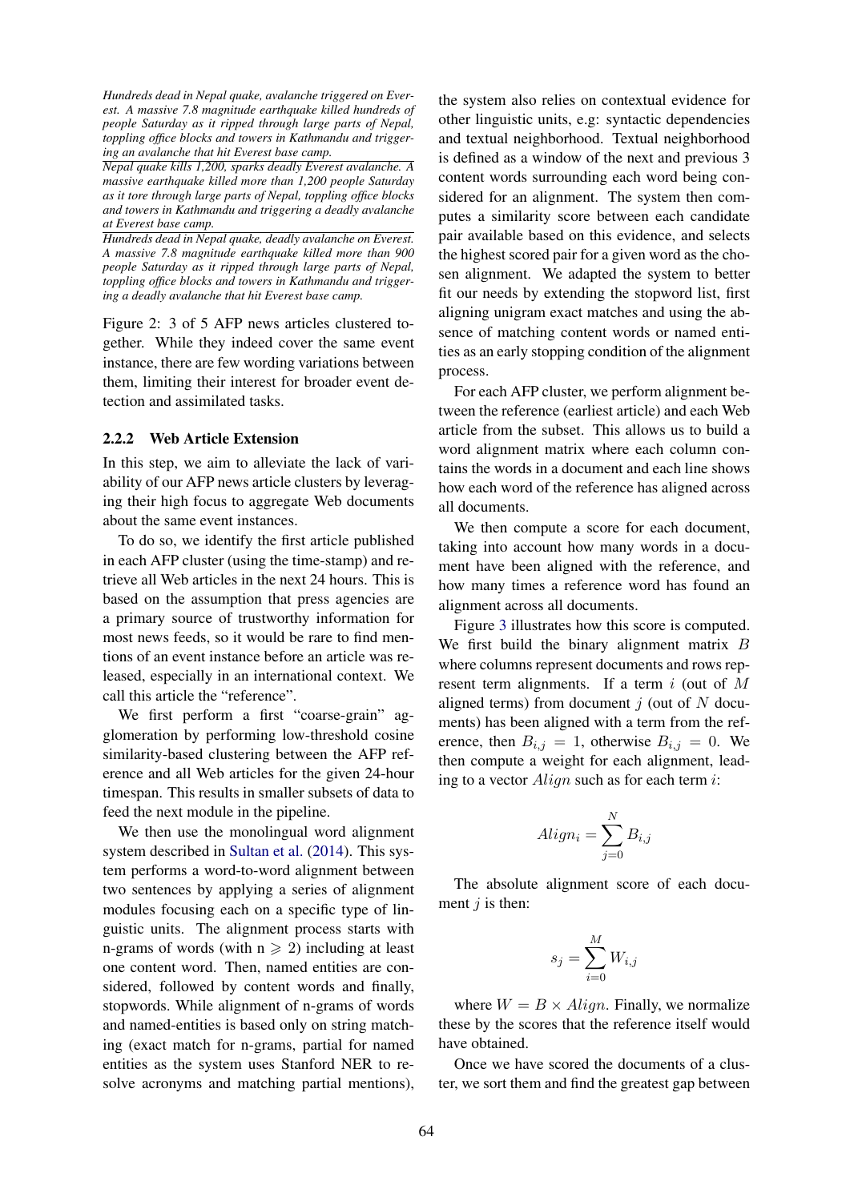*Hundreds dead in Nepal quake, avalanche triggered on Everest. A massive 7.8 magnitude earthquake killed hundreds of people Saturday as it ripped through large parts of Nepal, toppling office blocks and towers in Kathmandu and triggering an avalanche that hit Everest base camp.*

*Nepal quake kills 1,200, sparks deadly Everest avalanche. A massive earthquake killed more than 1,200 people Saturday as it tore through large parts of Nepal, toppling office blocks and towers in Kathmandu and triggering a deadly avalanche at Everest base camp.*

*Hundreds dead in Nepal quake, deadly avalanche on Everest. A massive 7.8 magnitude earthquake killed more than 900 people Saturday as it ripped through large parts of Nepal, toppling office blocks and towers in Kathmandu and triggering a deadly avalanche that hit Everest base camp.*

Figure 2: 3 of 5 AFP news articles clustered together. While they indeed cover the same event instance, there are few wording variations between them, limiting their interest for broader event detection and assimilated tasks.

#### 2.2.2 Web Article Extension

In this step, we aim to alleviate the lack of variability of our AFP news article clusters by leveraging their high focus to aggregate Web documents about the same event instances.

To do so, we identify the first article published in each AFP cluster (using the time-stamp) and retrieve all Web articles in the next 24 hours. This is based on the assumption that press agencies are a primary source of trustworthy information for most news feeds, so it would be rare to find mentions of an event instance before an article was released, especially in an international context. We call this article the "reference".

We first perform a first "coarse-grain" agglomeration by performing low-threshold cosine similarity-based clustering between the AFP reference and all Web articles for the given 24-hour timespan. This results in smaller subsets of data to feed the next module in the pipeline.

We then use the monolingual word alignment system described in Sultan et al. (2014). This system performs a word-to-word alignment between two sentences by applying a series of alignment modules focusing each on a specific type of linguistic units. The alignment process starts with n-grams of words (with n $\geqslant$ 2) including at least one content word. Then, named entities are considered, followed by content words and finally, stopwords. While alignment of n-grams of words and named-entities is based only on string matching (exact match for n-grams, partial for named entities as the system uses Stanford NER to resolve acronyms and matching partial mentions), the system also relies on contextual evidence for other linguistic units, e.g: syntactic dependencies and textual neighborhood. Textual neighborhood is defined as a window of the next and previous 3 content words surrounding each word being considered for an alignment. The system then computes a similarity score between each candidate pair available based on this evidence, and selects the highest scored pair for a given word as the chosen alignment. We adapted the system to better fit our needs by extending the stopword list, first aligning unigram exact matches and using the absence of matching content words or named entities as an early stopping condition of the alignment process.

For each AFP cluster, we perform alignment between the reference (earliest article) and each Web article from the subset. This allows us to build a word alignment matrix where each column contains the words in a document and each line shows how each word of the reference has aligned across all documents.

We then compute a score for each document, taking into account how many words in a document have been aligned with the reference, and how many times a reference word has found an alignment across all documents.

Figure 3 illustrates how this score is computed. We first build the binary alignment matrix $B$ where columns represent documents and rows represent term alignments. If a term $i$ (out of $M$ aligned terms) from document $j$ (out of $N$ documents) has been aligned with a term from the reference, then $B_{i,j} = 1$, otherwise $B_{i,j} = 0$. We then compute a weight for each alignment, leading to a vector $Align$ such as for each term $i$:

$$Align_i = \sum_{j=0}^{N} B_{i,j}$$

The absolute alignment score of each document $j$ is then:

$$s_j = \sum_{i=0}^{M} W_{i,j}$$

where $W = B \times Align$. Finally, we normalize these by the scores that the reference itself would have obtained.

Once we have scored the documents of a cluster, we sort them and find the greatest gap between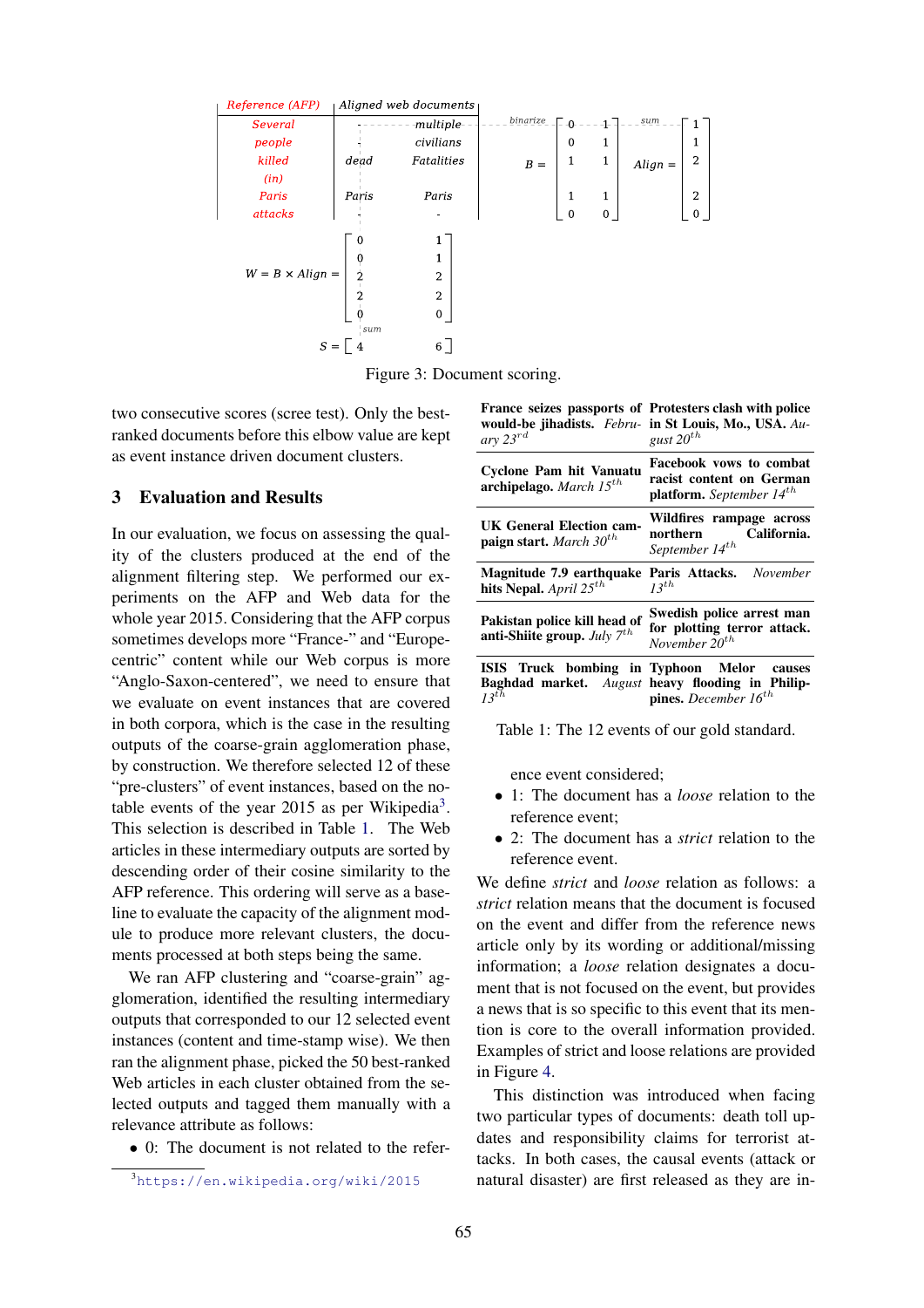| Reference (AFP) | Aligned web documents | |
|---|---|---|
| Several | - | multiple |
| people | - | civilians |
| killed | dead | Fatalities |
| (in) | | |
| Paris | Paris | Paris |
| attacks | - | - |

$$B = \begin{bmatrix} 0 & 1 \\ 0 & 1 \\ 1 & 1 \\ & \\ 1 & 1 \\ 0 & 0 \end{bmatrix} \quad Align = \begin{bmatrix} 1 \\ 1 \\ 2 \\ \\ 2 \\ 0 \end{bmatrix}$$

$$W = B \times Align = \begin{bmatrix} 0 & 1 \\ 0 & 1 \\ 2 & 2 \\ 2 & 2 \\ 0 & 0 \end{bmatrix}$$

$$S = \begin{bmatrix} 4 & 6 \end{bmatrix}$$

Figure 3: Document scoring.

two consecutive scores (scree test). Only the best-ranked documents before this elbow value are kept as event instance driven document clusters.

## 3 Evaluation and Results

In our evaluation, we focus on assessing the quality of the clusters produced at the end of the alignment filtering step. We performed our experiments on the AFP and Web data for the whole year 2015. Considering that the AFP corpus sometimes develops more "France-" and "Europe-centric" content while our Web corpus is more "Anglo-Saxon-centered", we need to ensure that we evaluate on event instances that are covered in both corpora, which is the case in the resulting outputs of the coarse-grain agglomeration phase, by construction. We therefore selected 12 of these "pre-clusters" of event instances, based on the notable events of the year 2015 as per Wikipedia[3]. This selection is described in Table 1. The Web articles in these intermediary outputs are sorted by descending order of their cosine similarity to the AFP reference. This ordering will serve as a baseline to evaluate the capacity of the alignment module to produce more relevant clusters, the documents processed at both steps being the same.

We ran AFP clustering and "coarse-grain" agglomeration, identified the resulting intermediary outputs that corresponded to our 12 selected event instances (content and time-stamp wise). We then ran the alignment phase, picked the 50 best-ranked Web articles in each cluster obtained from the selected outputs and tagged them manually with a relevance attribute as follows:

- 0: The document is not related to the reference event considered;
- 1: The document has a *loose* relation to the reference event;
- 2: The document has a *strict* relation to the reference event.

[3] https://en.wikipedia.org/wiki/2015

| | |
|---|---|
| **France seizes passports of would-be jihadists.** *February 23rd* | **Protesters clash with police in St Louis, Mo., USA.** *August 20th* |
| **Cyclone Pam hit Vanuatu archipelago.** *March 15th* | **Facebook vows to combat racist content on German platform.** *September 14th* |
| **UK General Election campaign start.** *March 30th* | **Wildfires rampage across northern California.** *September 14th* |
| **Magnitude 7.9 earthquake hits Nepal.** *April 25th* | **Paris Attacks.** *November 13th* |
| **Pakistan police kill head of anti-Shiite group.** *July 7th* | **Swedish police arrest man for plotting terror attack.** *November 20th* |
| **ISIS Truck bombing in Baghdad market.** *August 13th* | **Typhoon Melor causes heavy flooding in Philippines.** *December 16th* |

Table 1: The 12 events of our gold standard.

We define *strict* and *loose* relation as follows: a *strict* relation means that the document is focused on the event and differ from the reference news article only by its wording or additional/missing information; a *loose* relation designates a document that is not focused on the event, but provides a news that is so specific to this event that its mention is core to the overall information provided. Examples of strict and loose relations are provided in Figure 4.

This distinction was introduced when facing two particular types of documents: death toll updates and responsibility claims for terrorist attacks. In both cases, the causal events (attack or natural disaster) are first released as they are in-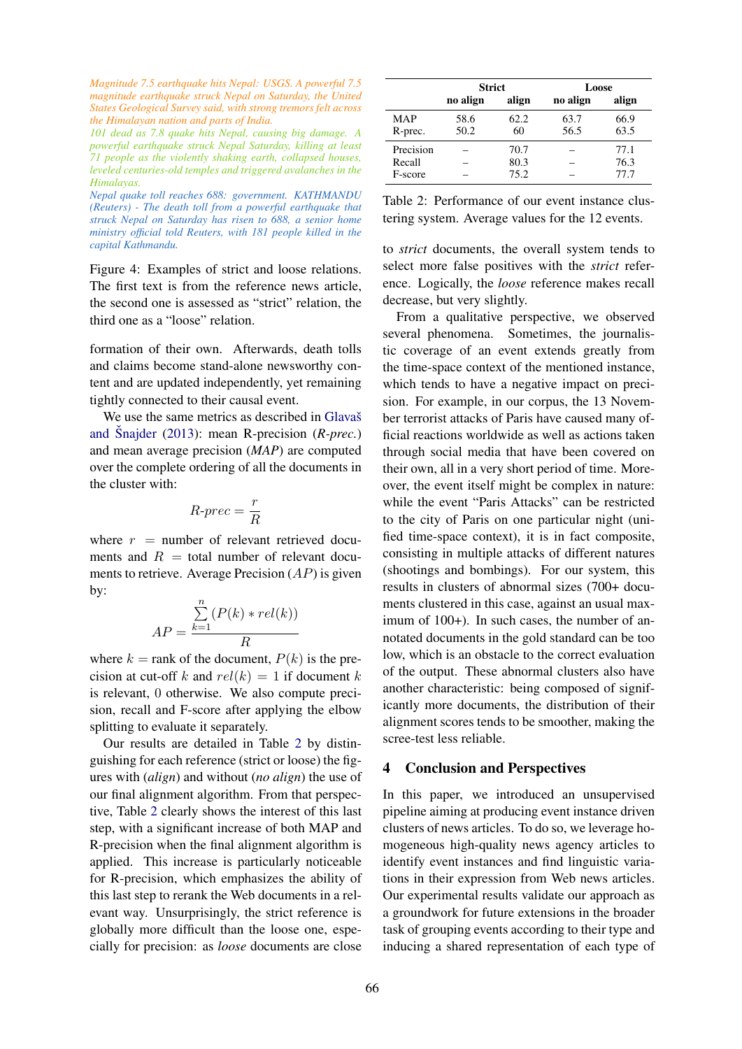*Magnitude 7.5 earthquake hits Nepal: USGS. A powerful 7.5 magnitude earthquake struck Nepal on Saturday, the United States Geological Survey said, with strong tremors felt across the Himalayan nation and parts of India.*

*101 dead as 7.8 quake hits Nepal, causing big damage. A powerful earthquake struck Nepal Saturday, killing at least 71 people as the violently shaking earth, collapsed houses, leveled centuries-old temples and triggered avalanches in the Himalayas.*

*Nepal quake toll reaches 688: government. KATHMANDU (Reuters) - The death toll from a powerful earthquake that struck Nepal on Saturday has risen to 688, a senior home ministry official told Reuters, with 181 people killed in the capital Kathmandu.*

Figure 4: Examples of strict and loose relations. The first text is from the reference news article, the second one is assessed as "strict" relation, the third one as a "loose" relation.

formation of their own. Afterwards, death tolls and claims become stand-alone newsworthy content and are updated independently, yet remaining tightly connected to their causal event.

We use the same metrics as described in Glavaš and Šnajder (2013): mean R-precision (*R-prec.*) and mean average precision (*MAP*) are computed over the complete ordering of all the documents in the cluster with:

$$R\text{-}prec = \frac{r}{R}$$

where $r$ = number of relevant retrieved documents and $R$ = total number of relevant documents to retrieve. Average Precision ($AP$) is given by:

$$AP = \frac{\sum_{k=1}^{n} (P(k) * rel(k))}{R}$$

where $k$ = rank of the document, $P(k)$ is the precision at cut-off $k$ and $rel(k) = 1$ if document $k$ is relevant, $0$ otherwise. We also compute precision, recall and F-score after applying the elbow splitting to evaluate it separately.

Our results are detailed in Table 2 by distinguishing for each reference (strict or loose) the figures with (*align*) and without (*no align*) the use of our final alignment algorithm. From that perspective, Table 2 clearly shows the interest of this last step, with a significant increase of both MAP and R-precision when the final alignment algorithm is applied. This increase is particularly noticeable for R-precision, which emphasizes the ability of this last step to rerank the Web documents in a relevant way. Unsurprisingly, the strict reference is globally more difficult than the loose one, especially for precision: as *loose* documents are close to *strict* documents, the overall system tends to select more false positives with the *strict* reference. Logically, the *loose* reference makes recall decrease, but very slightly.

| | **Strict** | | **Loose** | |
|---|---|---|---|---|
| | **no align** | **align** | **no align** | **align** |
| MAP | 58.6 | 62.2 | 63.7 | 66.9 |
| R-prec. | 50.2 | 60 | 56.5 | 63.5 |
| Precision | – | 70.7 | – | 77.1 |
| Recall | – | 80.3 | – | 76.3 |
| F-score | – | 75.2 | – | 77.7 |

Table 2: Performance of our event instance clustering system. Average values for the 12 events.

From a qualitative perspective, we observed several phenomena. Sometimes, the journalistic coverage of an event extends greatly from the time-space context of the mentioned instance, which tends to have a negative impact on precision. For example, in our corpus, the 13 November terrorist attacks of Paris have caused many official reactions worldwide as well as actions taken through social media that have been covered on their own, all in a very short period of time. Moreover, the event itself might be complex in nature: while the event "Paris Attacks" can be restricted to the city of Paris on one particular night (unified time-space context), it is in fact composite, consisting in multiple attacks of different natures (shootings and bombings). For our system, this results in clusters of abnormal sizes (700+ documents clustered in this case, against an usual maximum of 100+). In such cases, the number of annotated documents in the gold standard can be too low, which is an obstacle to the correct evaluation of the output. These abnormal clusters also have another characteristic: being composed of significantly more documents, the distribution of their alignment scores tends to be smoother, making the scree-test less reliable.

## 4 Conclusion and Perspectives

In this paper, we introduced an unsupervised pipeline aiming at producing event instance driven clusters of news articles. To do so, we leverage homogeneous high-quality news agency articles to identify event instances and find linguistic variations in their expression from Web news articles. Our experimental results validate our approach as a groundwork for future extensions in the broader task of grouping events according to their type and inducing a shared representation of each type of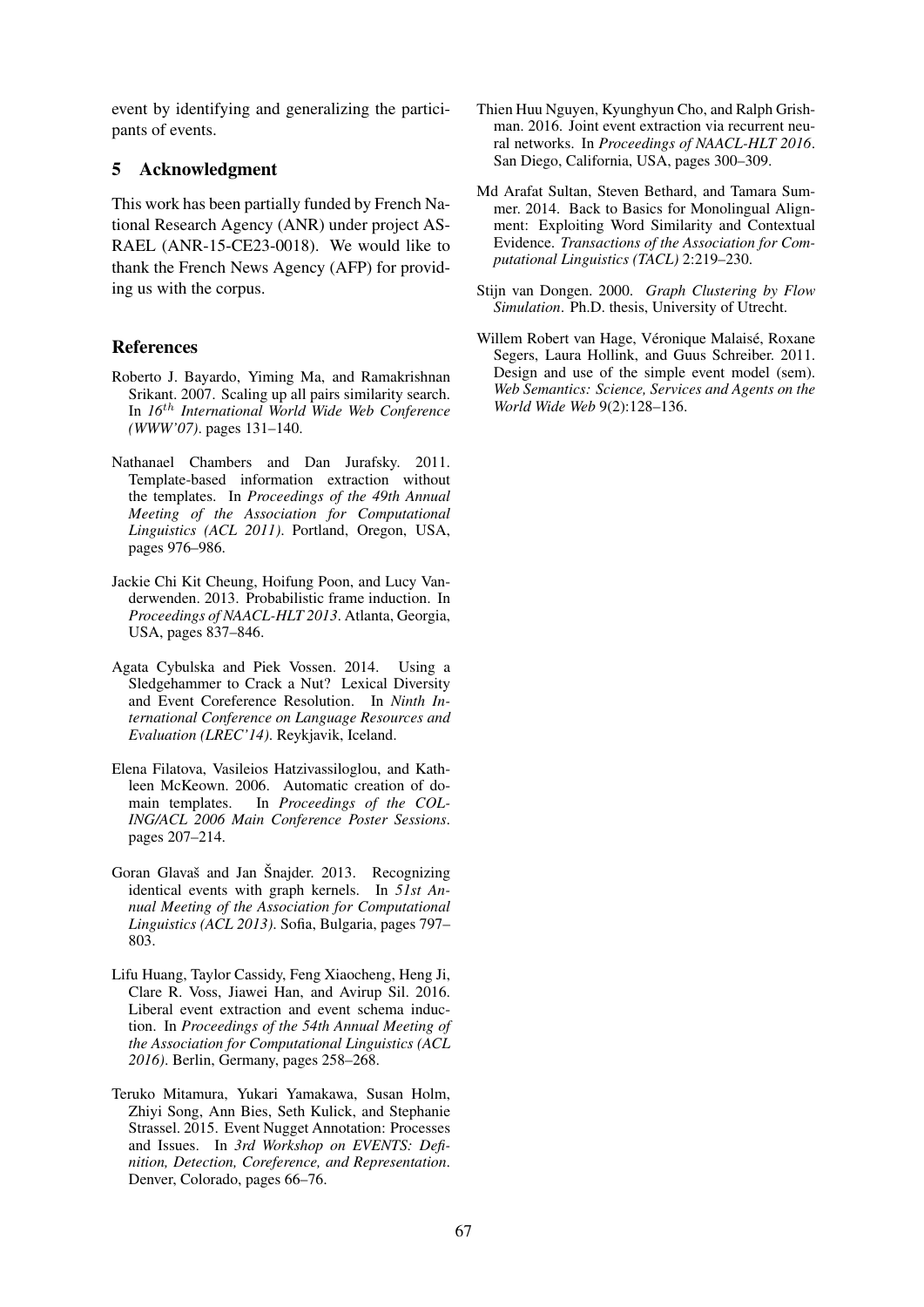event by identifying and generalizing the participants of events.

## 5 Acknowledgment

This work has been partially funded by French National Research Agency (ANR) under project ASRAEL (ANR-15-CE23-0018). We would like to thank the French News Agency (AFP) for providing us with the corpus.

## References

Roberto J. Bayardo, Yiming Ma, and Ramakrishnan Srikant. 2007. Scaling up all pairs similarity search. In *16$^{th}$ International World Wide Web Conference (WWW'07)*. pages 131–140.

Nathanael Chambers and Dan Jurafsky. 2011. Template-based information extraction without the templates. In *Proceedings of the 49th Annual Meeting of the Association for Computational Linguistics (ACL 2011)*. Portland, Oregon, USA, pages 976–986.

Jackie Chi Kit Cheung, Hoifung Poon, and Lucy Vanderwenden. 2013. Probabilistic frame induction. In *Proceedings of NAACL-HLT 2013*. Atlanta, Georgia, USA, pages 837–846.

Agata Cybulska and Piek Vossen. 2014. Using a Sledgehammer to Crack a Nut? Lexical Diversity and Event Coreference Resolution. In *Ninth International Conference on Language Resources and Evaluation (LREC'14)*. Reykjavik, Iceland.

Elena Filatova, Vasileios Hatzivassiloglou, and Kathleen McKeown. 2006. Automatic creation of domain templates. In *Proceedings of the COLING/ACL 2006 Main Conference Poster Sessions*. pages 207–214.

Goran Glavaš and Jan Šnajder. 2013. Recognizing identical events with graph kernels. In *51st Annual Meeting of the Association for Computational Linguistics (ACL 2013)*. Sofia, Bulgaria, pages 797–803.

Lifu Huang, Taylor Cassidy, Feng Xiaocheng, Heng Ji, Clare R. Voss, Jiawei Han, and Avirup Sil. 2016. Liberal event extraction and event schema induction. In *Proceedings of the 54th Annual Meeting of the Association for Computational Linguistics (ACL 2016)*. Berlin, Germany, pages 258–268.

Teruko Mitamura, Yukari Yamakawa, Susan Holm, Zhiyi Song, Ann Bies, Seth Kulick, and Stephanie Strassel. 2015. Event Nugget Annotation: Processes and Issues. In *3rd Workshop on EVENTS: Definition, Detection, Coreference, and Representation*. Denver, Colorado, pages 66–76.

Thien Huu Nguyen, Kyunghyun Cho, and Ralph Grishman. 2016. Joint event extraction via recurrent neural networks. In *Proceedings of NAACL-HLT 2016*. San Diego, California, USA, pages 300–309.

Md Arafat Sultan, Steven Bethard, and Tamara Summer. 2014. Back to Basics for Monolingual Alignment: Exploiting Word Similarity and Contextual Evidence. *Transactions of the Association for Computational Linguistics (TACL)* 2:219–230.

Stijn van Dongen. 2000. *Graph Clustering by Flow Simulation*. Ph.D. thesis, University of Utrecht.

Willem Robert van Hage, Véronique Malaisé, Roxane Segers, Laura Hollink, and Guus Schreiber. 2011. Design and use of the simple event model (sem). *Web Semantics: Science, Services and Agents on the World Wide Web* 9(2):128–136.